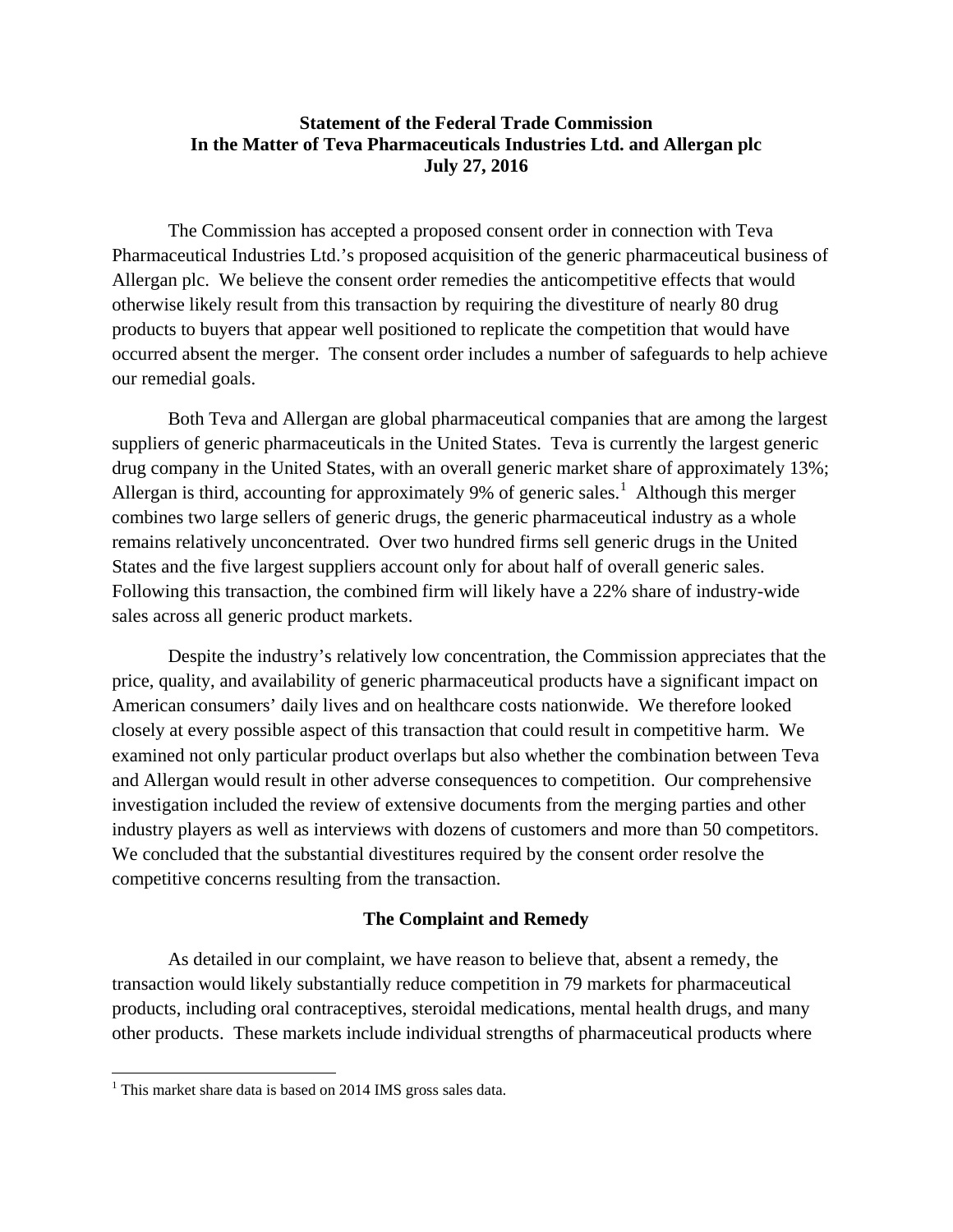**Statement of the Federal Trade Commission**
**In the Matter of Teva Pharmaceuticals Industries Ltd. and Allergan plc**
**July 27, 2016**

The Commission has accepted a proposed consent order in connection with Teva Pharmaceutical Industries Ltd.'s proposed acquisition of the generic pharmaceutical business of Allergan plc. We believe the consent order remedies the anticompetitive effects that would otherwise likely result from this transaction by requiring the divestiture of nearly 80 drug products to buyers that appear well positioned to replicate the competition that would have occurred absent the merger. The consent order includes a number of safeguards to help achieve our remedial goals.

Both Teva and Allergan are global pharmaceutical companies that are among the largest suppliers of generic pharmaceuticals in the United States. Teva is currently the largest generic drug company in the United States, with an overall generic market share of approximately 13%; Allergan is third, accounting for approximately 9% of generic sales.[1] Although this merger combines two large sellers of generic drugs, the generic pharmaceutical industry as a whole remains relatively unconcentrated. Over two hundred firms sell generic drugs in the United States and the five largest suppliers account only for about half of overall generic sales. Following this transaction, the combined firm will likely have a 22% share of industry-wide sales across all generic product markets.

Despite the industry's relatively low concentration, the Commission appreciates that the price, quality, and availability of generic pharmaceutical products have a significant impact on American consumers' daily lives and on healthcare costs nationwide. We therefore looked closely at every possible aspect of this transaction that could result in competitive harm. We examined not only particular product overlaps but also whether the combination between Teva and Allergan would result in other adverse consequences to competition. Our comprehensive investigation included the review of extensive documents from the merging parties and other industry players as well as interviews with dozens of customers and more than 50 competitors. We concluded that the substantial divestitures required by the consent order resolve the competitive concerns resulting from the transaction.

## The Complaint and Remedy

As detailed in our complaint, we have reason to believe that, absent a remedy, the transaction would likely substantially reduce competition in 79 markets for pharmaceutical products, including oral contraceptives, steroidal medications, mental health drugs, and many other products. These markets include individual strengths of pharmaceutical products where

---

[1] This market share data is based on 2014 IMS gross sales data.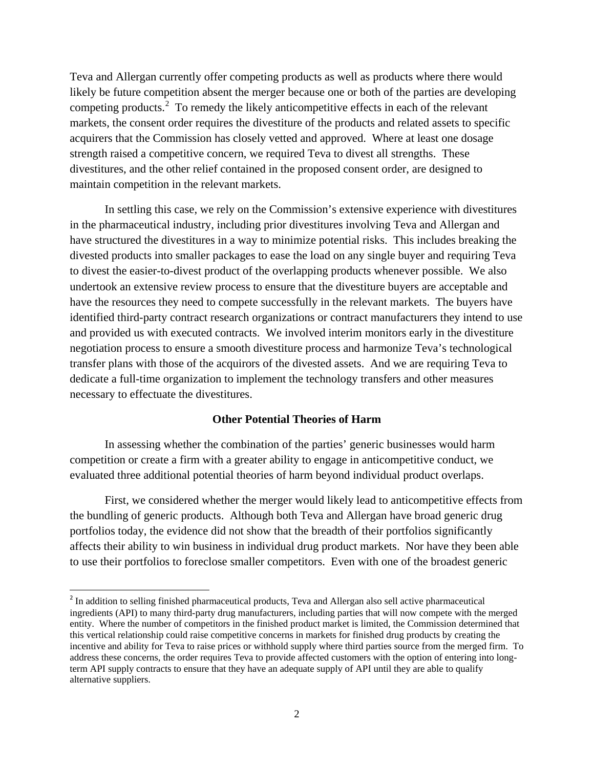Teva and Allergan currently offer competing products as well as products where there would likely be future competition absent the merger because one or both of the parties are developing competing products.[2] To remedy the likely anticompetitive effects in each of the relevant markets, the consent order requires the divestiture of the products and related assets to specific acquirers that the Commission has closely vetted and approved. Where at least one dosage strength raised a competitive concern, we required Teva to divest all strengths. These divestitures, and the other relief contained in the proposed consent order, are designed to maintain competition in the relevant markets.

In settling this case, we rely on the Commission's extensive experience with divestitures in the pharmaceutical industry, including prior divestitures involving Teva and Allergan and have structured the divestitures in a way to minimize potential risks. This includes breaking the divested products into smaller packages to ease the load on any single buyer and requiring Teva to divest the easier-to-divest product of the overlapping products whenever possible. We also undertook an extensive review process to ensure that the divestiture buyers are acceptable and have the resources they need to compete successfully in the relevant markets. The buyers have identified third-party contract research organizations or contract manufacturers they intend to use and provided us with executed contracts. We involved interim monitors early in the divestiture negotiation process to ensure a smooth divestiture process and harmonize Teva's technological transfer plans with those of the acquirors of the divested assets. And we are requiring Teva to dedicate a full-time organization to implement the technology transfers and other measures necessary to effectuate the divestitures.

**Other Potential Theories of Harm**

In assessing whether the combination of the parties' generic businesses would harm competition or create a firm with a greater ability to engage in anticompetitive conduct, we evaluated three additional potential theories of harm beyond individual product overlaps.

First, we considered whether the merger would likely lead to anticompetitive effects from the bundling of generic products. Although both Teva and Allergan have broad generic drug portfolios today, the evidence did not show that the breadth of their portfolios significantly affects their ability to win business in individual drug product markets. Nor have they been able to use their portfolios to foreclose smaller competitors. Even with one of the broadest generic

[2] In addition to selling finished pharmaceutical products, Teva and Allergan also sell active pharmaceutical ingredients (API) to many third-party drug manufacturers, including parties that will now compete with the merged entity. Where the number of competitors in the finished product market is limited, the Commission determined that this vertical relationship could raise competitive concerns in markets for finished drug products by creating the incentive and ability for Teva to raise prices or withhold supply where third parties source from the merged firm. To address these concerns, the order requires Teva to provide affected customers with the option of entering into long-term API supply contracts to ensure that they have an adequate supply of API until they are able to qualify alternative suppliers.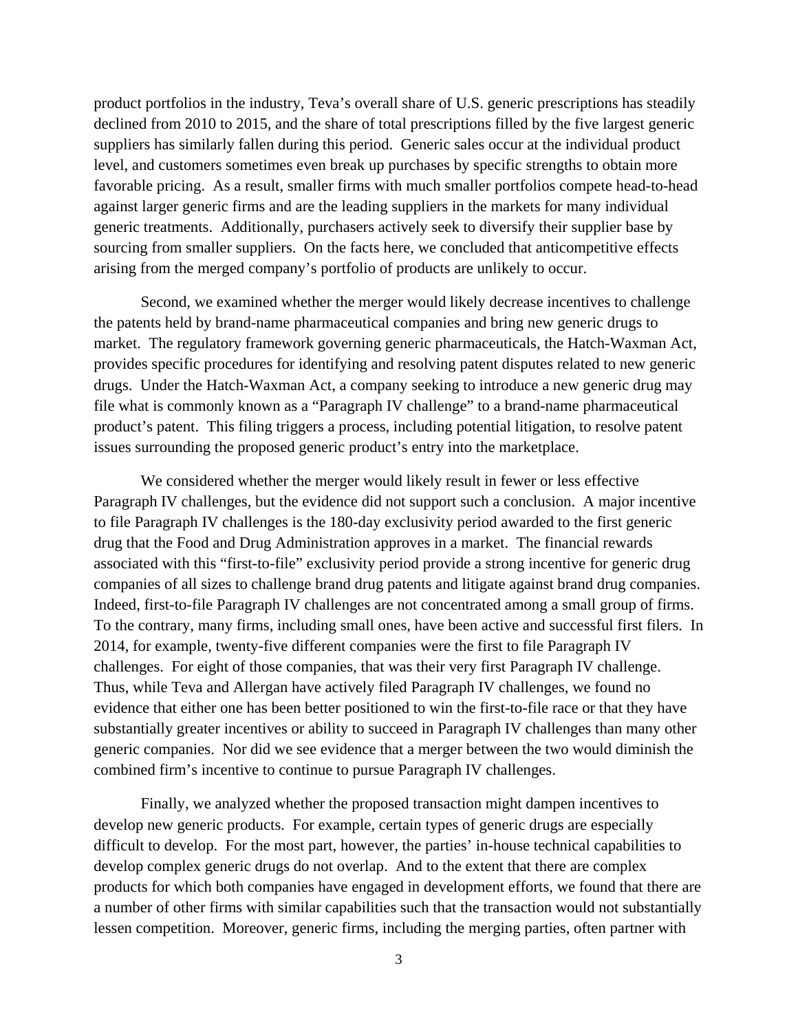product portfolios in the industry, Teva's overall share of U.S. generic prescriptions has steadily declined from 2010 to 2015, and the share of total prescriptions filled by the five largest generic suppliers has similarly fallen during this period. Generic sales occur at the individual product level, and customers sometimes even break up purchases by specific strengths to obtain more favorable pricing. As a result, smaller firms with much smaller portfolios compete head-to-head against larger generic firms and are the leading suppliers in the markets for many individual generic treatments. Additionally, purchasers actively seek to diversify their supplier base by sourcing from smaller suppliers. On the facts here, we concluded that anticompetitive effects arising from the merged company's portfolio of products are unlikely to occur.

Second, we examined whether the merger would likely decrease incentives to challenge the patents held by brand-name pharmaceutical companies and bring new generic drugs to market. The regulatory framework governing generic pharmaceuticals, the Hatch-Waxman Act, provides specific procedures for identifying and resolving patent disputes related to new generic drugs. Under the Hatch-Waxman Act, a company seeking to introduce a new generic drug may file what is commonly known as a "Paragraph IV challenge" to a brand-name pharmaceutical product's patent. This filing triggers a process, including potential litigation, to resolve patent issues surrounding the proposed generic product's entry into the marketplace.

We considered whether the merger would likely result in fewer or less effective Paragraph IV challenges, but the evidence did not support such a conclusion. A major incentive to file Paragraph IV challenges is the 180-day exclusivity period awarded to the first generic drug that the Food and Drug Administration approves in a market. The financial rewards associated with this "first-to-file" exclusivity period provide a strong incentive for generic drug companies of all sizes to challenge brand drug patents and litigate against brand drug companies. Indeed, first-to-file Paragraph IV challenges are not concentrated among a small group of firms. To the contrary, many firms, including small ones, have been active and successful first filers. In 2014, for example, twenty-five different companies were the first to file Paragraph IV challenges. For eight of those companies, that was their very first Paragraph IV challenge. Thus, while Teva and Allergan have actively filed Paragraph IV challenges, we found no evidence that either one has been better positioned to win the first-to-file race or that they have substantially greater incentives or ability to succeed in Paragraph IV challenges than many other generic companies. Nor did we see evidence that a merger between the two would diminish the combined firm's incentive to continue to pursue Paragraph IV challenges.

Finally, we analyzed whether the proposed transaction might dampen incentives to develop new generic products. For example, certain types of generic drugs are especially difficult to develop. For the most part, however, the parties' in-house technical capabilities to develop complex generic drugs do not overlap. And to the extent that there are complex products for which both companies have engaged in development efforts, we found that there are a number of other firms with similar capabilities such that the transaction would not substantially lessen competition. Moreover, generic firms, including the merging parties, often partner with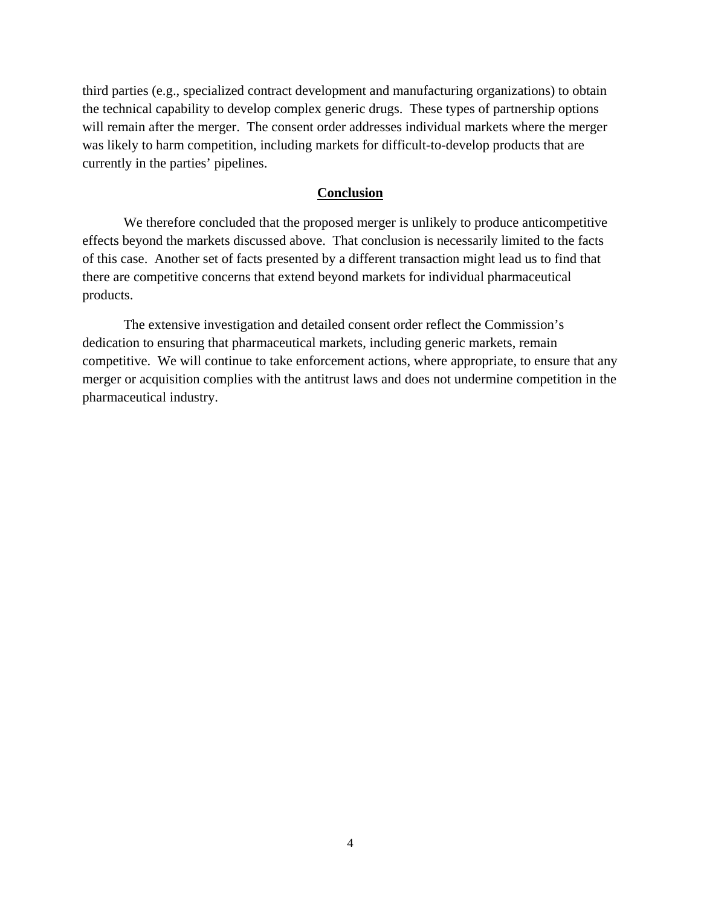third parties (e.g., specialized contract development and manufacturing organizations) to obtain the technical capability to develop complex generic drugs. These types of partnership options will remain after the merger. The consent order addresses individual markets where the merger was likely to harm competition, including markets for difficult-to-develop products that are currently in the parties' pipelines.

## Conclusion

We therefore concluded that the proposed merger is unlikely to produce anticompetitive effects beyond the markets discussed above. That conclusion is necessarily limited to the facts of this case. Another set of facts presented by a different transaction might lead us to find that there are competitive concerns that extend beyond markets for individual pharmaceutical products.

The extensive investigation and detailed consent order reflect the Commission's dedication to ensuring that pharmaceutical markets, including generic markets, remain competitive. We will continue to take enforcement actions, where appropriate, to ensure that any merger or acquisition complies with the antitrust laws and does not undermine competition in the pharmaceutical industry.